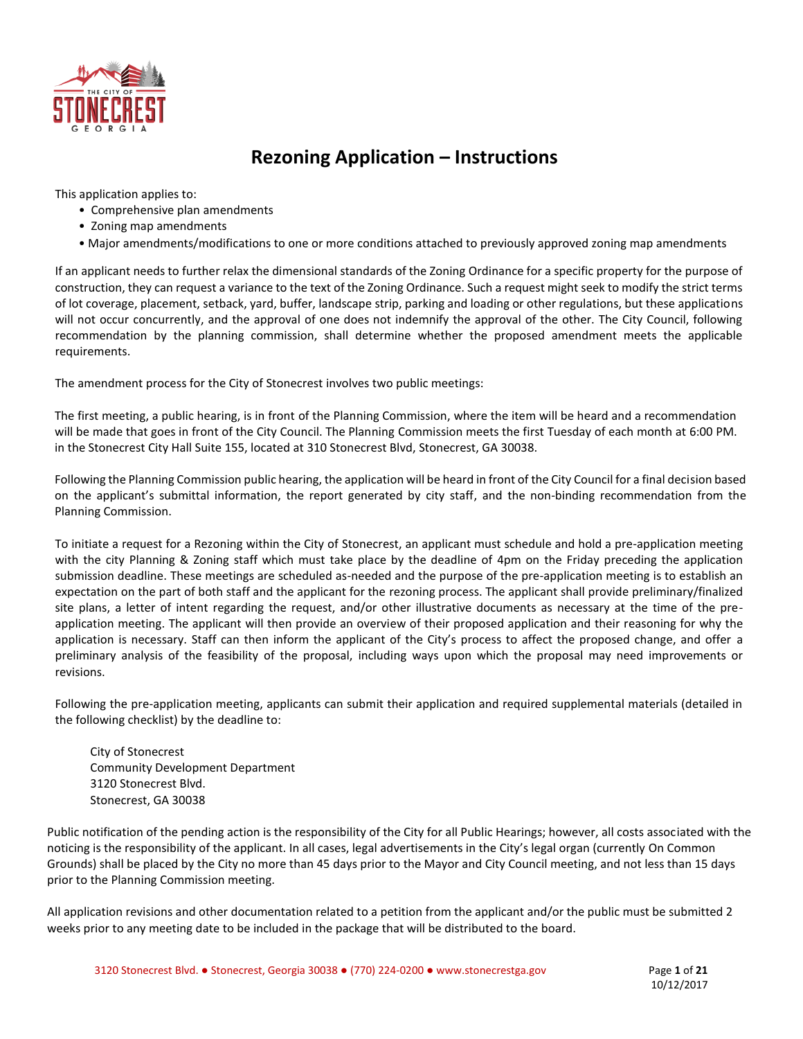# Rezoning Application – Instructions

This application applies to:

- Comprehensive plan amendments
- Zoning map amendments
- Major amendments/modifications to one or more conditions attached to previously approved zoning map amendments

If an applicant needs to further relax the dimensional standards of the Zoning Ordinance for a specific property for the purpose of construction, they can request a variance to the text of the Zoning Ordinance. Such a request might seek to modify the strict terms of lot coverage, placement, setback, yard, buffer, landscape strip, parking and loading or other regulations, but these applications will not occur concurrently, and the approval of one does not indemnify the approval of the other. The City Council, following recommendation by the planning commission, shall determine whether the proposed amendment meets the applicable requirements.

The amendment process for the City of Stonecrest involves two public meetings:

The first meeting, a public hearing, is in front of the Planning Commission, where the item will be heard and a recommendation will be made that goes in front of the City Council. The Planning Commission meets the first Tuesday of each month at 6:00 PM. in the Stonecrest City Hall Suite 155, located at 310 Stonecrest Blvd, Stonecrest, GA 30038.

Following the Planning Commission public hearing, the application will be heard in front of the City Council for a final decision based on the applicant's submittal information, the report generated by city staff, and the non-binding recommendation from the Planning Commission.

To initiate a request for a Rezoning within the City of Stonecrest, an applicant must schedule and hold a pre-application meeting with the city Planning & Zoning staff which must take place by the deadline of 4pm on the Friday preceding the application submission deadline. These meetings are scheduled as-needed and the purpose of the pre-application meeting is to establish an expectation on the part of both staff and the applicant for the rezoning process. The applicant shall provide preliminary/finalized site plans, a letter of intent regarding the request, and/or other illustrative documents as necessary at the time of the pre-application meeting. The applicant will then provide an overview of their proposed application and their reasoning for why the application is necessary. Staff can then inform the applicant of the City's process to affect the proposed change, and offer a preliminary analysis of the feasibility of the proposal, including ways upon which the proposal may need improvements or revisions.

Following the pre-application meeting, applicants can submit their application and required supplemental materials (detailed in the following checklist) by the deadline to:

City of Stonecrest
Community Development Department
3120 Stonecrest Blvd.
Stonecrest, GA 30038

Public notification of the pending action is the responsibility of the City for all Public Hearings; however, all costs associated with the noticing is the responsibility of the applicant. In all cases, legal advertisements in the City's legal organ (currently On Common Grounds) shall be placed by the City no more than 45 days prior to the Mayor and City Council meeting, and not less than 15 days prior to the Planning Commission meeting.

All application revisions and other documentation related to a petition from the applicant and/or the public must be submitted 2 weeks prior to any meeting date to be included in the package that will be distributed to the board.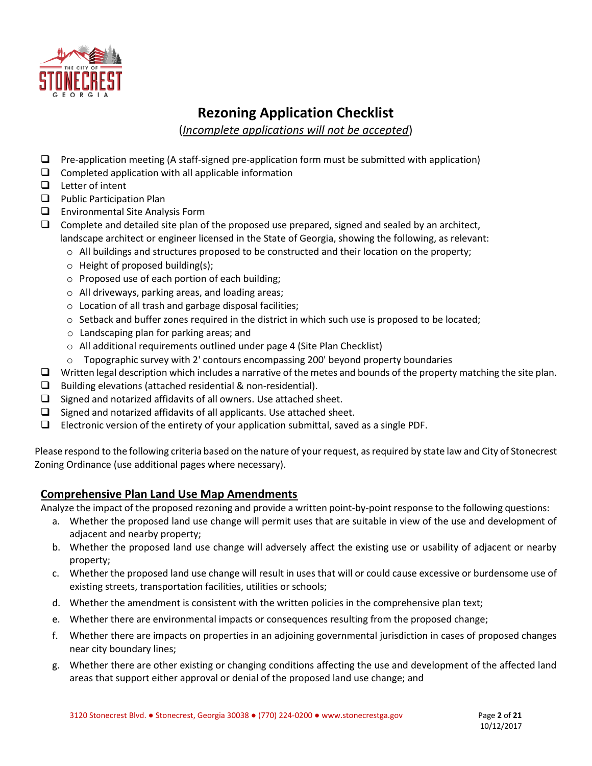# Rezoning Application Checklist

(*Incomplete applications will not be accepted*)

- ☐ Pre-application meeting (A staff-signed pre-application form must be submitted with application)
- ☐ Completed application with all applicable information
- ☐ Letter of intent
- ☐ Public Participation Plan
- ☐ Environmental Site Analysis Form
- ☐ Complete and detailed site plan of the proposed use prepared, signed and sealed by an architect, landscape architect or engineer licensed in the State of Georgia, showing the following, as relevant:
  - All buildings and structures proposed to be constructed and their location on the property;
  - Height of proposed building(s);
  - Proposed use of each portion of each building;
  - All driveways, parking areas, and loading areas;
  - Location of all trash and garbage disposal facilities;
  - Setback and buffer zones required in the district in which such use is proposed to be located;
  - Landscaping plan for parking areas; and
  - All additional requirements outlined under page 4 (Site Plan Checklist)
  - Topographic survey with 2' contours encompassing 200' beyond property boundaries
- ☐ Written legal description which includes a narrative of the metes and bounds of the property matching the site plan.
- ☐ Building elevations (attached residential & non-residential).
- ☐ Signed and notarized affidavits of all owners. Use attached sheet.
- ☐ Signed and notarized affidavits of all applicants. Use attached sheet.
- ☐ Electronic version of the entirety of your application submittal, saved as a single PDF.

Please respond to the following criteria based on the nature of your request, as required by state law and City of Stonecrest Zoning Ordinance (use additional pages where necessary).

## Comprehensive Plan Land Use Map Amendments

Analyze the impact of the proposed rezoning and provide a written point-by-point response to the following questions:

a. Whether the proposed land use change will permit uses that are suitable in view of the use and development of adjacent and nearby property;

b. Whether the proposed land use change will adversely affect the existing use or usability of adjacent or nearby property;

c. Whether the proposed land use change will result in uses that will or could cause excessive or burdensome use of existing streets, transportation facilities, utilities or schools;

d. Whether the amendment is consistent with the written policies in the comprehensive plan text;

e. Whether there are environmental impacts or consequences resulting from the proposed change;

f. Whether there are impacts on properties in an adjoining governmental jurisdiction in cases of proposed changes near city boundary lines;

g. Whether there are other existing or changing conditions affecting the use and development of the affected land areas that support either approval or denial of the proposed land use change; and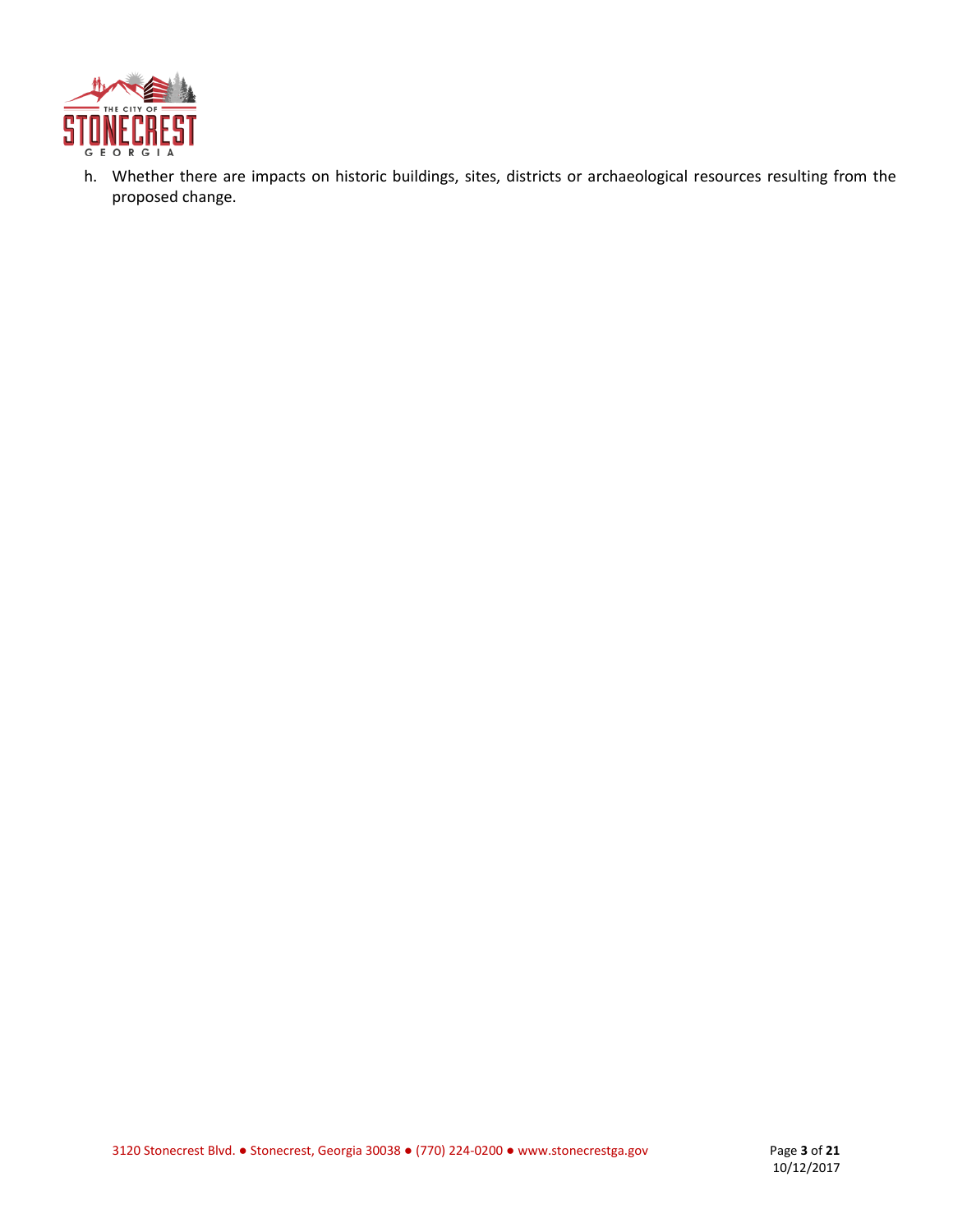h. Whether there are impacts on historic buildings, sites, districts or archaeological resources resulting from the proposed change.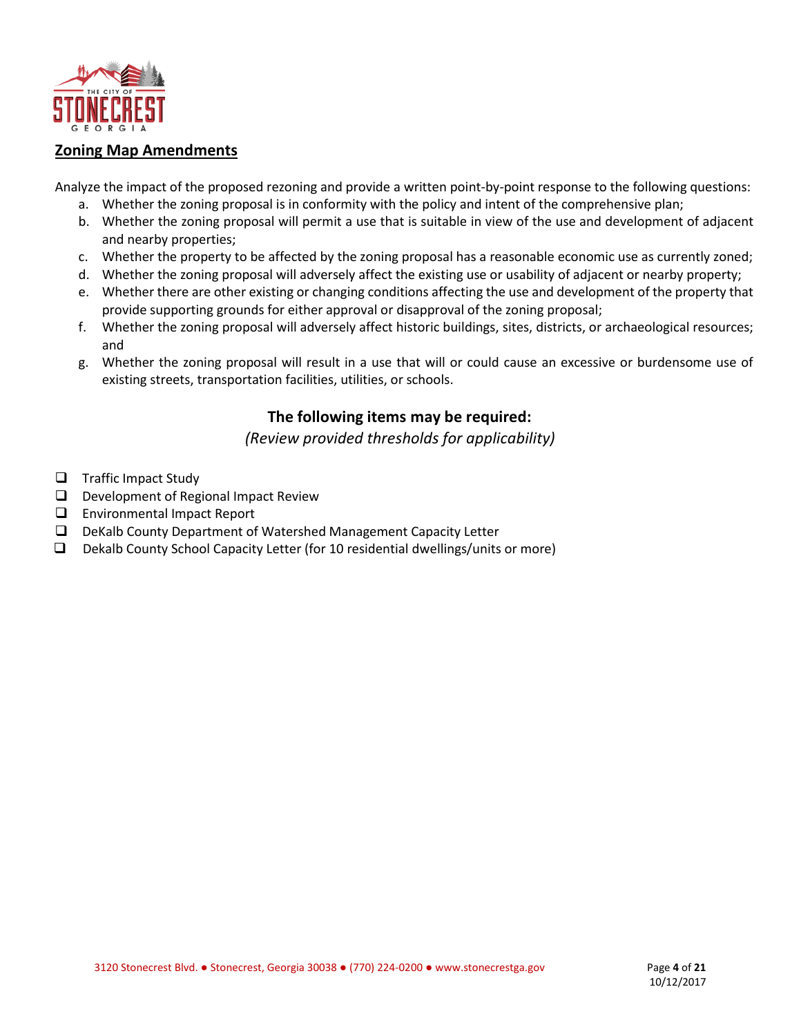## Zoning Map Amendments

Analyze the impact of the proposed rezoning and provide a written point-by-point response to the following questions:

a. Whether the zoning proposal is in conformity with the policy and intent of the comprehensive plan;
b. Whether the zoning proposal will permit a use that is suitable in view of the use and development of adjacent and nearby properties;
c. Whether the property to be affected by the zoning proposal has a reasonable economic use as currently zoned;
d. Whether the zoning proposal will adversely affect the existing use or usability of adjacent or nearby property;
e. Whether there are other existing or changing conditions affecting the use and development of the property that provide supporting grounds for either approval or disapproval of the zoning proposal;
f. Whether the zoning proposal will adversely affect historic buildings, sites, districts, or archaeological resources; and
g. Whether the zoning proposal will result in a use that will or could cause an excessive or burdensome use of existing streets, transportation facilities, utilities, or schools.

### The following items may be required:

*(Review provided thresholds for applicability)*

- ❑ Traffic Impact Study
- ❑ Development of Regional Impact Review
- ❑ Environmental Impact Report
- ❑ DeKalb County Department of Watershed Management Capacity Letter
- ❑ Dekalb County School Capacity Letter (for 10 residential dwellings/units or more)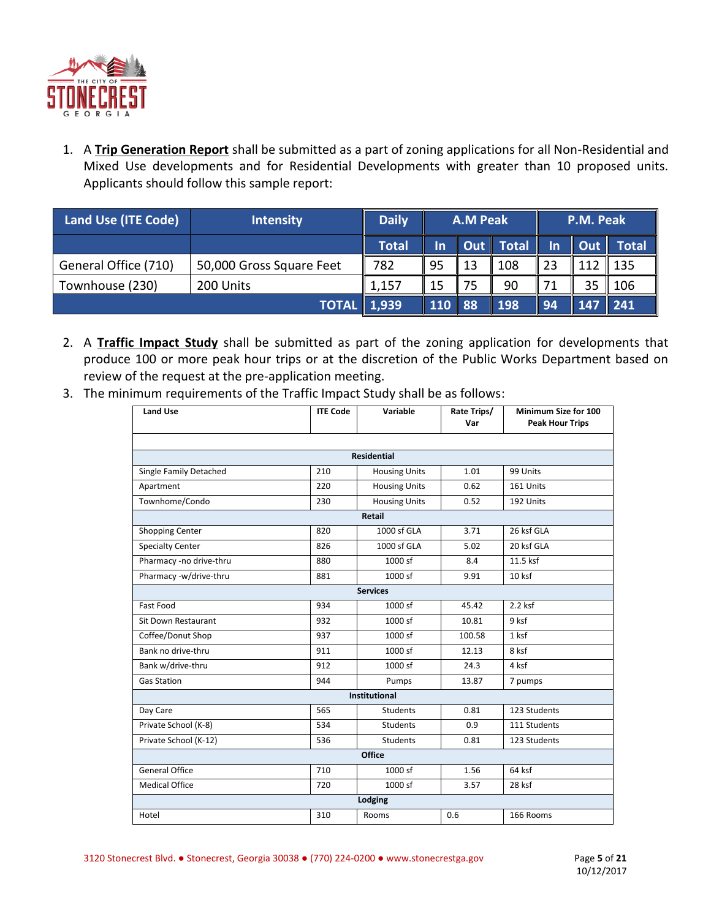1. A **Trip Generation Report** shall be submitted as a part of zoning applications for all Non-Residential and Mixed Use developments and for Residential Developments with greater than 10 proposed units. Applicants should follow this sample report:

| Land Use (ITE Code) | Intensity | Daily | A.M Peak | | | P.M. Peak | | |
|---|---|---|---|---|---|---|---|---|
| | | Total | In | Out | Total | In | Out | Total |
| General Office (710) | 50,000 Gross Square Feet | 782 | 95 | 13 | 108 | 23 | 112 | 135 |
| Townhouse (230) | 200 Units | 1,157 | 15 | 75 | 90 | 71 | 35 | 106 |
| | **TOTAL** | **1,939** | **110** | **88** | **198** | **94** | **147** | **241** |

2. A **Traffic Impact Study** shall be submitted as part of the zoning application for developments that produce 100 or more peak hour trips or at the discretion of the Public Works Department based on review of the request at the pre-application meeting.
3. The minimum requirements of the Traffic Impact Study shall be as follows:

| Land Use | ITE Code | Variable | Rate Trips/ Var | Minimum Size for 100 Peak Hour Trips |
|---|---|---|---|---|
| | | | | |
| | | **Residential** | | |
| Single Family Detached | 210 | Housing Units | 1.01 | 99 Units |
| Apartment | 220 | Housing Units | 0.62 | 161 Units |
| Townhome/Condo | 230 | Housing Units | 0.52 | 192 Units |
| | | **Retail** | | |
| Shopping Center | 820 | 1000 sf GLA | 3.71 | 26 ksf GLA |
| Specialty Center | 826 | 1000 sf GLA | 5.02 | 20 ksf GLA |
| Pharmacy -no drive-thru | 880 | 1000 sf | 8.4 | 11.5 ksf |
| Pharmacy -w/drive-thru | 881 | 1000 sf | 9.91 | 10 ksf |
| | | **Services** | | |
| Fast Food | 934 | 1000 sf | 45.42 | 2.2 ksf |
| Sit Down Restaurant | 932 | 1000 sf | 10.81 | 9 ksf |
| Coffee/Donut Shop | 937 | 1000 sf | 100.58 | 1 ksf |
| Bank no drive-thru | 911 | 1000 sf | 12.13 | 8 ksf |
| Bank w/drive-thru | 912 | 1000 sf | 24.3 | 4 ksf |
| Gas Station | 944 | Pumps | 13.87 | 7 pumps |
| | | **Institutional** | | |
| Day Care | 565 | Students | 0.81 | 123 Students |
| Private School (K-8) | 534 | Students | 0.9 | 111 Students |
| Private School (K-12) | 536 | Students | 0.81 | 123 Students |
| | | **Office** | | |
| General Office | 710 | 1000 sf | 1.56 | 64 ksf |
| Medical Office | 720 | 1000 sf | 3.57 | 28 ksf |
| | | **Lodging** | | |
| Hotel | 310 | Rooms | 0.6 | 166 Rooms |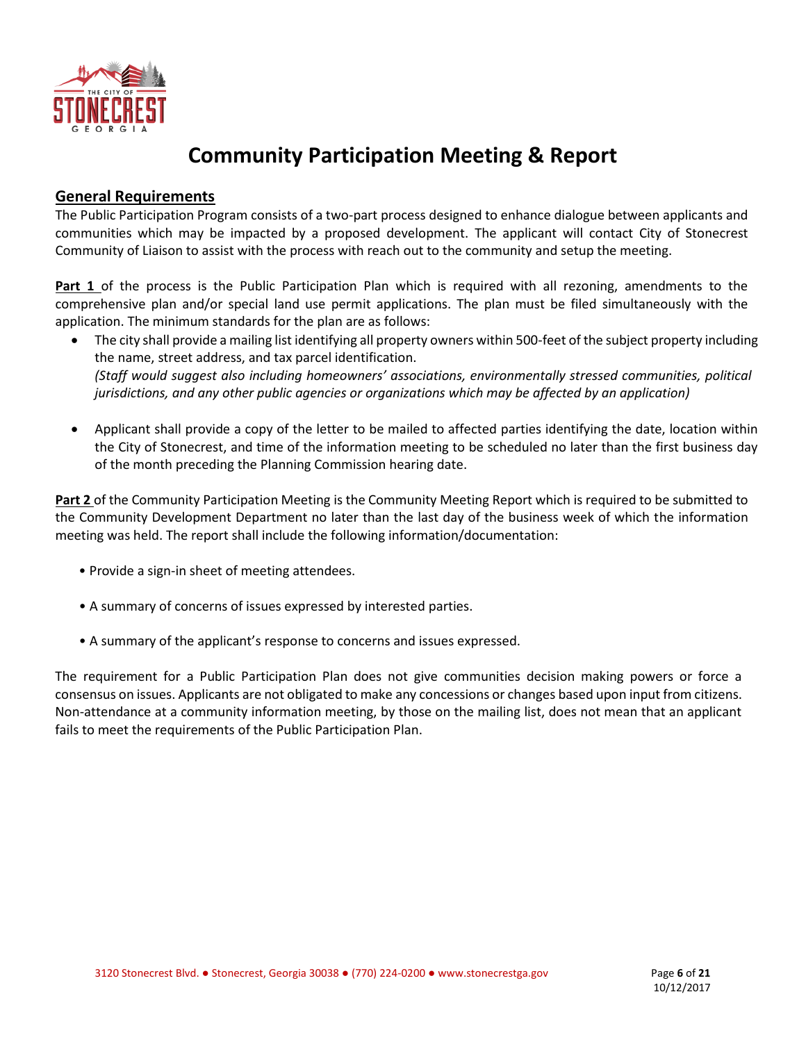# Community Participation Meeting & Report

## General Requirements

The Public Participation Program consists of a two-part process designed to enhance dialogue between applicants and communities which may be impacted by a proposed development. The applicant will contact City of Stonecrest Community of Liaison to assist with the process with reach out to the community and setup the meeting.

**Part 1** of the process is the Public Participation Plan which is required with all rezoning, amendments to the comprehensive plan and/or special land use permit applications. The plan must be filed simultaneously with the application. The minimum standards for the plan are as follows:

- The city shall provide a mailing list identifying all property owners within 500-feet of the subject property including the name, street address, and tax parcel identification.
  *(Staff would suggest also including homeowners' associations, environmentally stressed communities, political jurisdictions, and any other public agencies or organizations which may be affected by an application)*

- Applicant shall provide a copy of the letter to be mailed to affected parties identifying the date, location within the City of Stonecrest, and time of the information meeting to be scheduled no later than the first business day of the month preceding the Planning Commission hearing date.

**Part 2** of the Community Participation Meeting is the Community Meeting Report which is required to be submitted to the Community Development Department no later than the last day of the business week of which the information meeting was held. The report shall include the following information/documentation:

- Provide a sign-in sheet of meeting attendees.
- A summary of concerns of issues expressed by interested parties.
- A summary of the applicant's response to concerns and issues expressed.

The requirement for a Public Participation Plan does not give communities decision making powers or force a consensus on issues. Applicants are not obligated to make any concessions or changes based upon input from citizens. Non-attendance at a community information meeting, by those on the mailing list, does not mean that an applicant fails to meet the requirements of the Public Participation Plan.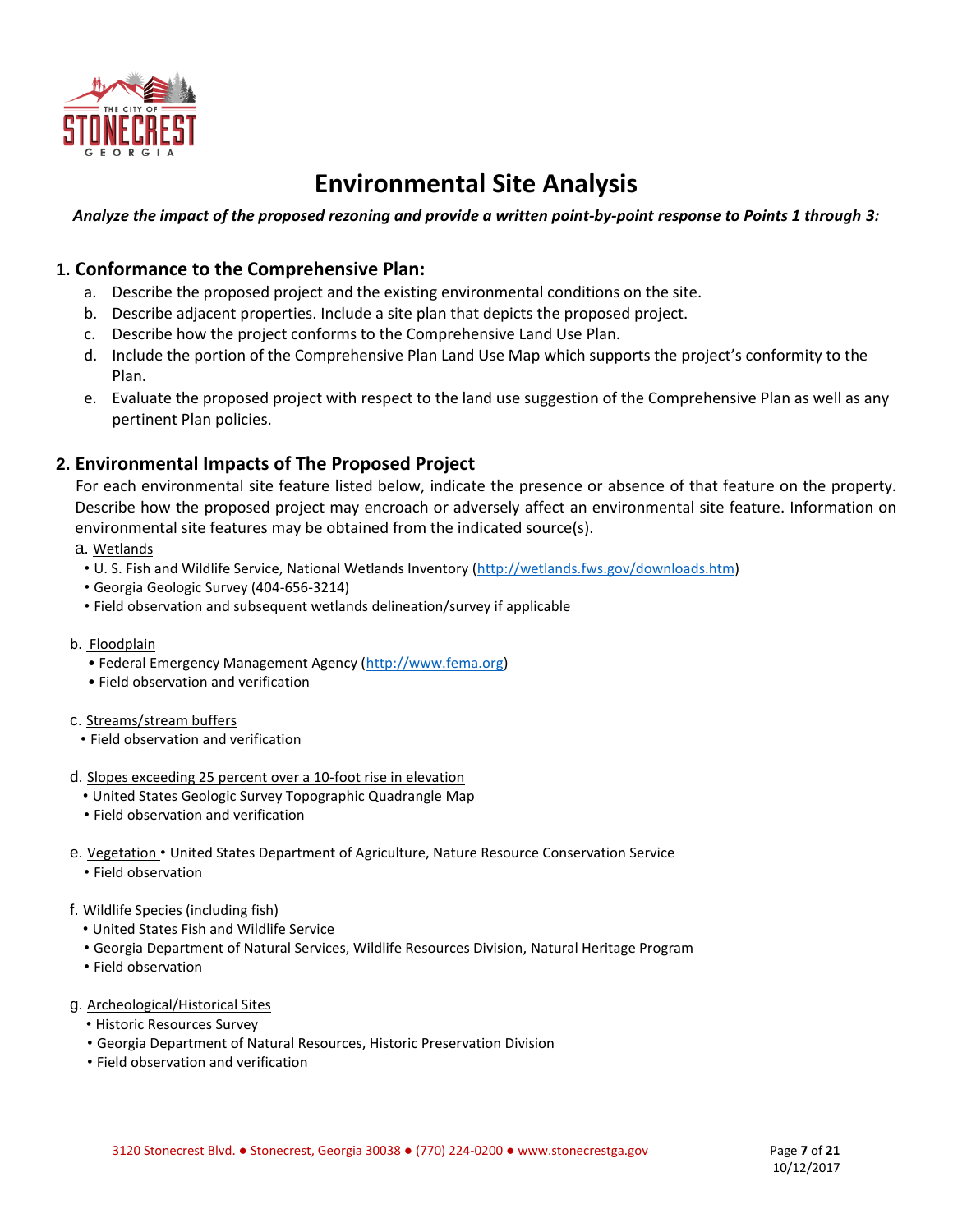# Environmental Site Analysis

***Analyze the impact of the proposed rezoning and provide a written point-by-point response to Points 1 through 3:***

## 1. Conformance to the Comprehensive Plan:

a. Describe the proposed project and the existing environmental conditions on the site.

b. Describe adjacent properties. Include a site plan that depicts the proposed project.

c. Describe how the project conforms to the Comprehensive Land Use Plan.

d. Include the portion of the Comprehensive Plan Land Use Map which supports the project's conformity to the Plan.

e. Evaluate the proposed project with respect to the land use suggestion of the Comprehensive Plan as well as any pertinent Plan policies.

## 2. Environmental Impacts of The Proposed Project

For each environmental site feature listed below, indicate the presence or absence of that feature on the property. Describe how the proposed project may encroach or adversely affect an environmental site feature. Information on environmental site features may be obtained from the indicated source(s).

a. Wetlands
- U. S. Fish and Wildlife Service, National Wetlands Inventory (http://wetlands.fws.gov/downloads.htm)
- Georgia Geologic Survey (404-656-3214)
- Field observation and subsequent wetlands delineation/survey if applicable

b. Floodplain
- Federal Emergency Management Agency (http://www.fema.org)
- Field observation and verification

c. Streams/stream buffers
- Field observation and verification

d. Slopes exceeding 25 percent over a 10-foot rise in elevation
- United States Geologic Survey Topographic Quadrangle Map
- Field observation and verification

e. Vegetation
- United States Department of Agriculture, Nature Resource Conservation Service
- Field observation

f. Wildlife Species (including fish)
- United States Fish and Wildlife Service
- Georgia Department of Natural Services, Wildlife Resources Division, Natural Heritage Program
- Field observation

g. Archeological/Historical Sites
- Historic Resources Survey
- Georgia Department of Natural Resources, Historic Preservation Division
- Field observation and verification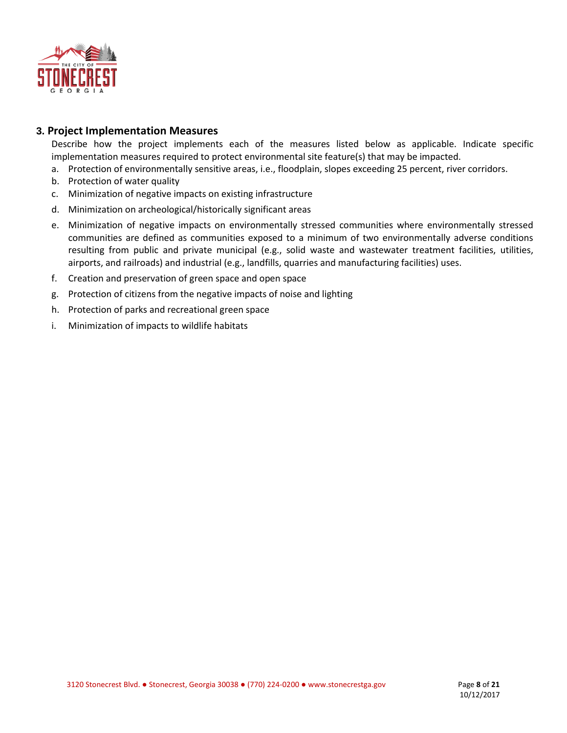### 3. Project Implementation Measures

Describe how the project implements each of the measures listed below as applicable. Indicate specific implementation measures required to protect environmental site feature(s) that may be impacted.

a. Protection of environmentally sensitive areas, i.e., floodplain, slopes exceeding 25 percent, river corridors.

b. Protection of water quality

c. Minimization of negative impacts on existing infrastructure

d. Minimization on archeological/historically significant areas

e. Minimization of negative impacts on environmentally stressed communities where environmentally stressed communities are defined as communities exposed to a minimum of two environmentally adverse conditions resulting from public and private municipal (e.g., solid waste and wastewater treatment facilities, utilities, airports, and railroads) and industrial (e.g., landfills, quarries and manufacturing facilities) uses.

f. Creation and preservation of green space and open space

g. Protection of citizens from the negative impacts of noise and lighting

h. Protection of parks and recreational green space

i. Minimization of impacts to wildlife habitats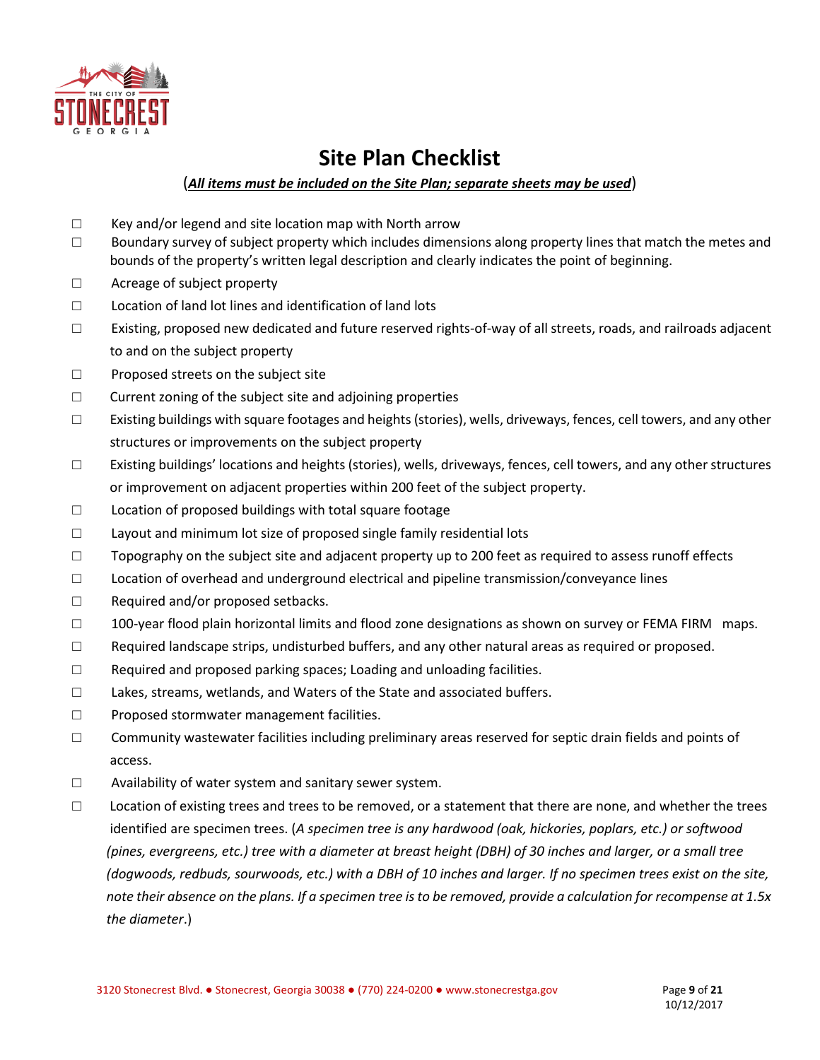# Site Plan Checklist

(***All items must be included on the Site Plan; separate sheets may be used***)

- ☐ Key and/or legend and site location map with North arrow
- ☐ Boundary survey of subject property which includes dimensions along property lines that match the metes and bounds of the property's written legal description and clearly indicates the point of beginning.
- ☐ Acreage of subject property
- ☐ Location of land lot lines and identification of land lots
- ☐ Existing, proposed new dedicated and future reserved rights-of-way of all streets, roads, and railroads adjacent to and on the subject property
- ☐ Proposed streets on the subject site
- ☐ Current zoning of the subject site and adjoining properties
- ☐ Existing buildings with square footages and heights (stories), wells, driveways, fences, cell towers, and any other structures or improvements on the subject property
- ☐ Existing buildings' locations and heights (stories), wells, driveways, fences, cell towers, and any other structures or improvement on adjacent properties within 200 feet of the subject property.
- ☐ Location of proposed buildings with total square footage
- ☐ Layout and minimum lot size of proposed single family residential lots
- ☐ Topography on the subject site and adjacent property up to 200 feet as required to assess runoff effects
- ☐ Location of overhead and underground electrical and pipeline transmission/conveyance lines
- ☐ Required and/or proposed setbacks.
- ☐ 100-year flood plain horizontal limits and flood zone designations as shown on survey or FEMA FIRM maps.
- ☐ Required landscape strips, undisturbed buffers, and any other natural areas as required or proposed.
- ☐ Required and proposed parking spaces; Loading and unloading facilities.
- ☐ Lakes, streams, wetlands, and Waters of the State and associated buffers.
- ☐ Proposed stormwater management facilities.
- ☐ Community wastewater facilities including preliminary areas reserved for septic drain fields and points of access.
- ☐ Availability of water system and sanitary sewer system.
- ☐ Location of existing trees and trees to be removed, or a statement that there are none, and whether the trees identified are specimen trees. (*A specimen tree is any hardwood (oak, hickories, poplars, etc.) or softwood (pines, evergreens, etc.) tree with a diameter at breast height (DBH) of 30 inches and larger, or a small tree (dogwoods, redbuds, sourwoods, etc.) with a DBH of 10 inches and larger. If no specimen trees exist on the site, note their absence on the plans. If a specimen tree is to be removed, provide a calculation for recompense at 1.5x the diameter*.)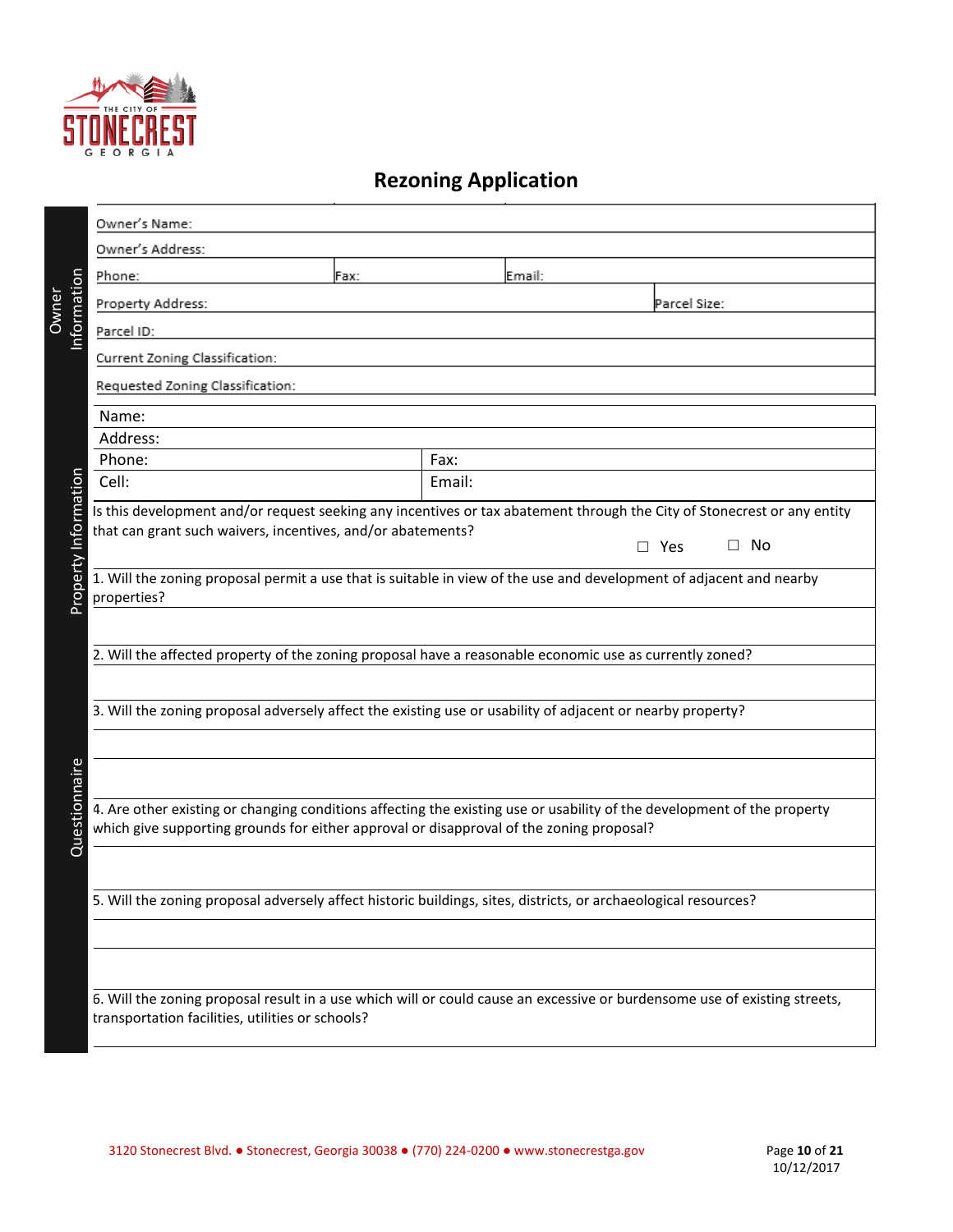THE CITY OF STONECREST GEORGIA

# Rezoning Application

## Owner Information

| Owner's Name: | | |
|---|---|---|
| Owner's Address: | | |
| Phone: | Fax: | Email: |
| Property Address: | | Parcel Size: |
| Parcel ID: | | |
| Current Zoning Classification: | | |
| Requested Zoning Classification: | | |

## Property Information

| Name: | |
|---|---|
| Address: | |
| Phone: | Fax: |
| Cell: | Email: |

Is this development and/or request seeking any incentives or tax abatement through the City of Stonecrest or any entity that can grant such waivers, incentives, and/or abatements?

☐ Yes ☐ No

## Questionnaire

1. Will the zoning proposal permit a use that is suitable in view of the use and development of adjacent and nearby properties?

2. Will the affected property of the zoning proposal have a reasonable economic use as currently zoned?

3. Will the zoning proposal adversely affect the existing use or usability of adjacent or nearby property?

4. Are other existing or changing conditions affecting the existing use or usability of the development of the property which give supporting grounds for either approval or disapproval of the zoning proposal?

5. Will the zoning proposal adversely affect historic buildings, sites, districts, or archaeological resources?

6. Will the zoning proposal result in a use which will or could cause an excessive or burdensome use of existing streets, transportation facilities, utilities or schools?

3120 Stonecrest Blvd. ● Stonecrest, Georgia 30038 ● (770) 224-0200 ● www.stonecrestga.gov

10/12/2017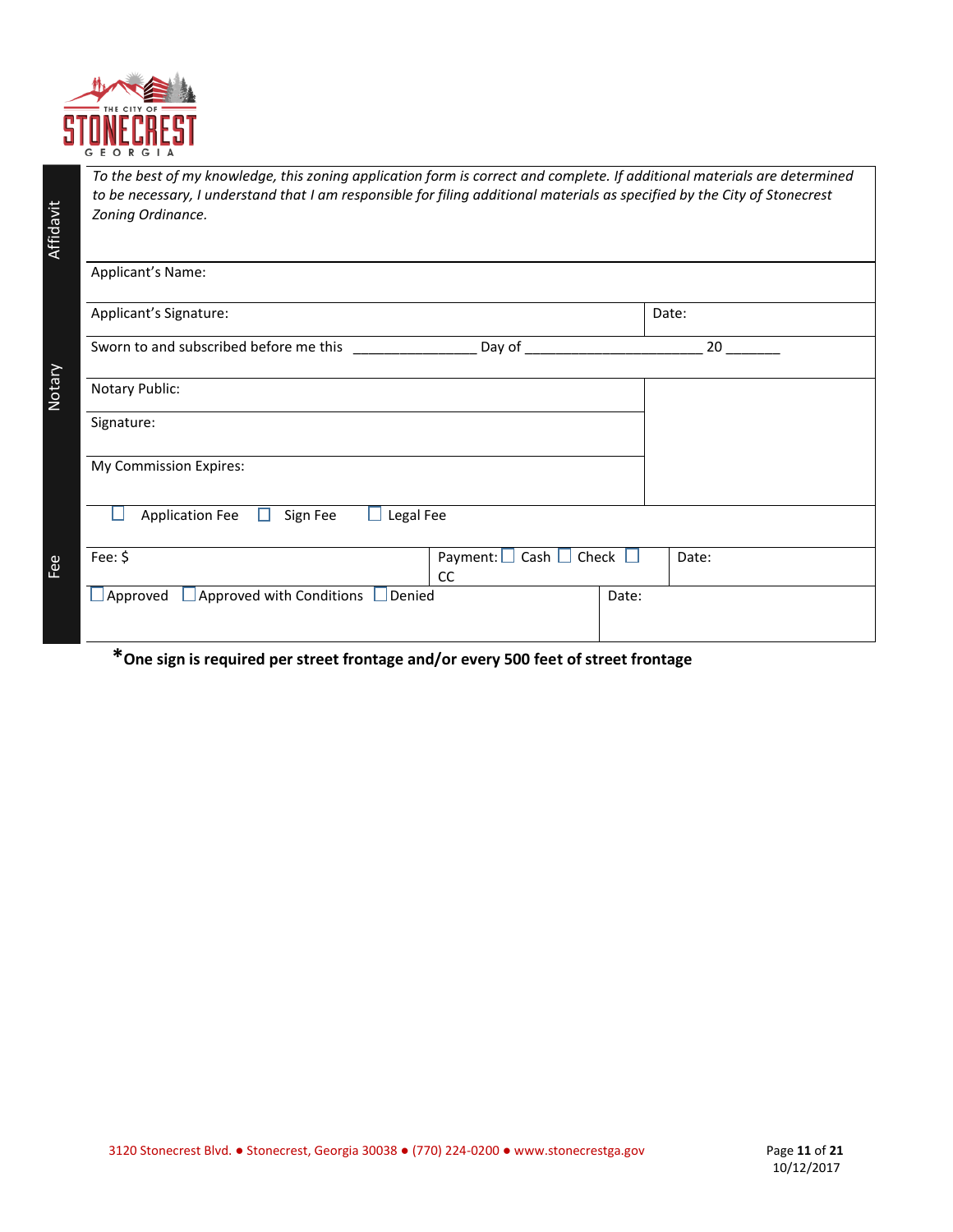**Affidavit**

*To the best of my knowledge, this zoning application form is correct and complete. If additional materials are determined to be necessary, I understand that I am responsible for filing additional materials as specified by the City of Stonecrest Zoning Ordinance.*

| | |
|---|---|
| Applicant's Name: | |
| Applicant's Signature: | Date: |

**Notary**

Sworn to and subscribed before me this _______________ Day of ______________________ 20 _______

| | |
|---|---|
| Notary Public: | |
| Signature: | |
| My Commission Expires: | |

**Fee**

☐ Application Fee ☐ Sign Fee ☐ Legal Fee

| | | |
|---|---|---|
| Fee: $ | Payment: ☐ Cash ☐ Check ☐ CC | Date: |

| | |
|---|---|
| ☐ Approved ☐ Approved with Conditions ☐ Denied | Date: |

**\*One sign is required per street frontage and/or every 500 feet of street frontage**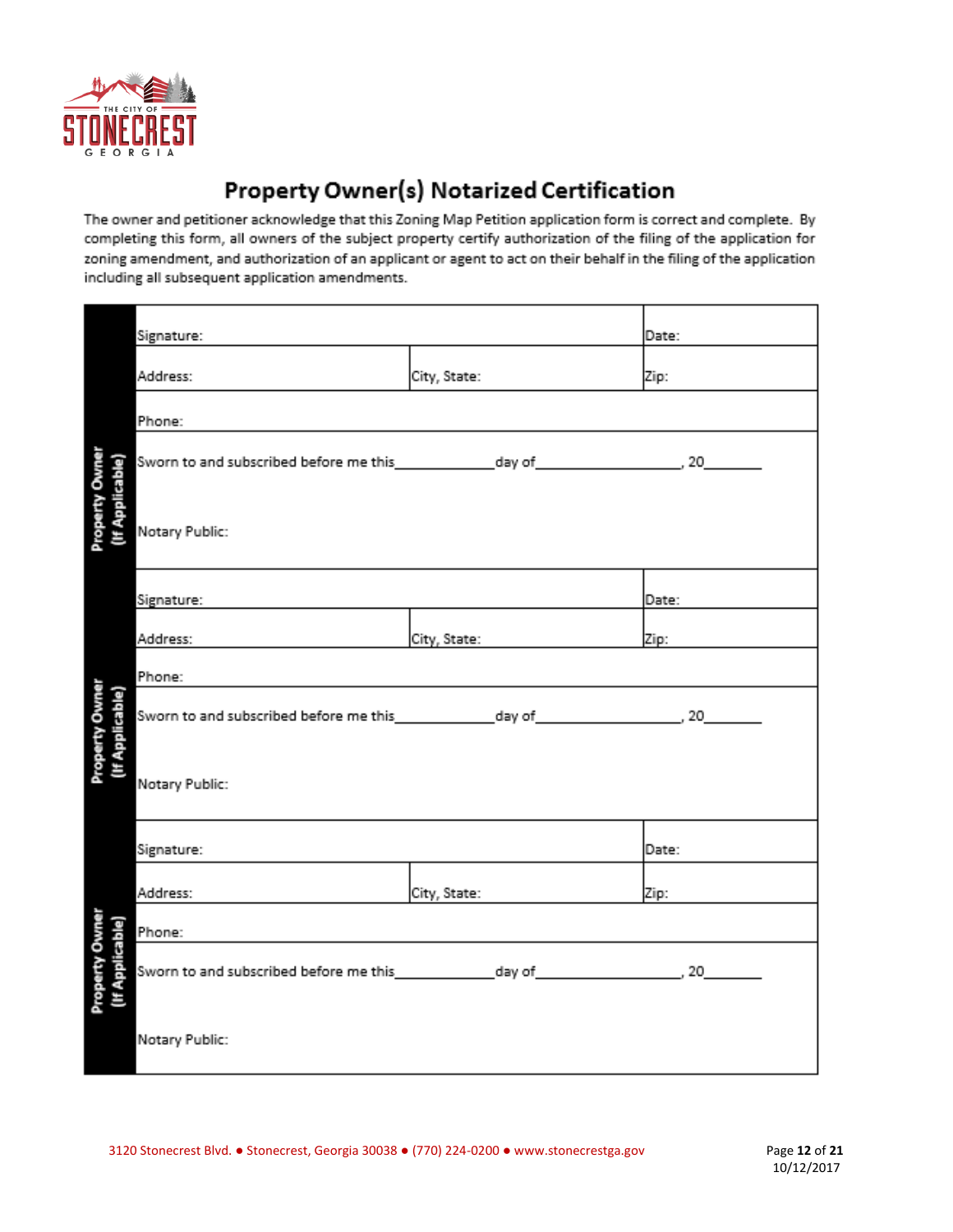THE CITY OF STONECREST GEORGIA

# Property Owner(s) Notarized Certification

The owner and petitioner acknowledge that this Zoning Map Petition application form is correct and complete. By completing this form, all owners of the subject property certify authorization of the filing of the application for zoning amendment, and authorization of an applicant or agent to act on their behalf in the filing of the application including all subsequent application amendments.

| | | | |
|---|---|---|---|
| **Property Owner (If Applicable)** | Signature: | | Date: |
| | Address: | City, State: | Zip: |
| | Phone: | | |
| | Sworn to and subscribed before me this\_\_\_\_\_\_\_\_\_\_\_\_day of\_\_\_\_\_\_\_\_\_\_\_\_\_\_\_\_\_\_, 20\_\_\_\_\_\_\_\_ Notary Public: | | |
| **Property Owner (If Applicable)** | Signature: | | Date: |
| | Address: | City, State: | Zip: |
| | Phone: | | |
| | Sworn to and subscribed before me this\_\_\_\_\_\_\_\_\_\_\_\_day of\_\_\_\_\_\_\_\_\_\_\_\_\_\_\_\_\_\_, 20\_\_\_\_\_\_\_\_ Notary Public: | | |
| **Property Owner (If Applicable)** | Signature: | | Date: |
| | Address: | City, State: | Zip: |
| | Phone: | | |
| | Sworn to and subscribed before me this\_\_\_\_\_\_\_\_\_\_\_\_day of\_\_\_\_\_\_\_\_\_\_\_\_\_\_\_\_\_\_, 20\_\_\_\_\_\_\_\_ Notary Public: | | |

3120 Stonecrest Blvd. ● Stonecrest, Georgia 30038 ● (770) 224-0200 ● www.stonecrestga.gov

10/12/2017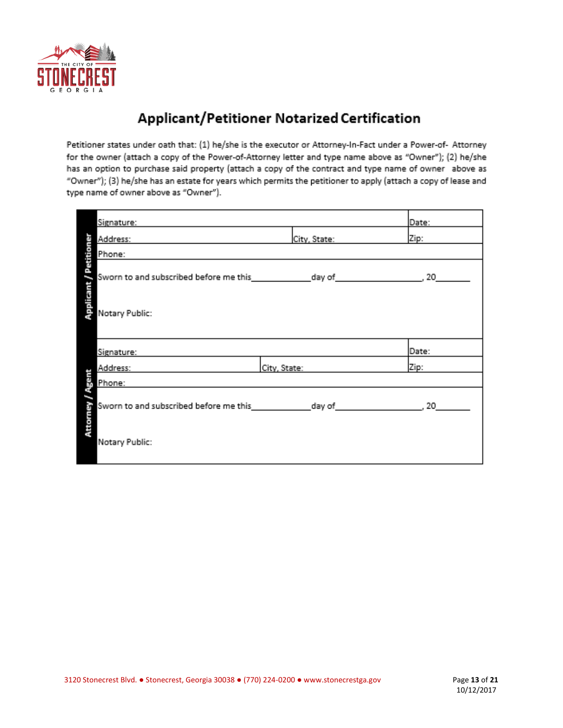# Applicant/Petitioner Notarized Certification

Petitioner states under oath that: (1) he/she is the executor or Attorney-In-Fact under a Power-of- Attorney for the owner (attach a copy of the Power-of-Attorney letter and type name above as "Owner"); (2) he/she has an option to purchase said property (attach a copy of the contract and type name of owner above as "Owner"); (3) he/she has an estate for years which permits the petitioner to apply (attach a copy of lease and type name of owner above as "Owner").

| | | | |
|---|---|---|---|
| **Applicant / Petitioner** | Signature: | | Date: |
| | Address: | City, State: | Zip: |
| | Phone: | | |
| | Sworn to and subscribed before me this\_\_\_\_\_\_\_\_\_\_\_\_day of\_\_\_\_\_\_\_\_\_\_\_\_\_\_\_\_\_\_, 20\_\_\_\_\_\_\_ | | |
| | Notary Public: | | |
| **Attorney / Agent** | Signature: | | Date: |
| | Address: | City, State: | Zip: |
| | Phone: | | |
| | Sworn to and subscribed before me this\_\_\_\_\_\_\_\_\_\_\_\_day of\_\_\_\_\_\_\_\_\_\_\_\_\_\_\_\_\_\_, 20\_\_\_\_\_\_\_ | | |
| | Notary Public: | | |

10/12/2017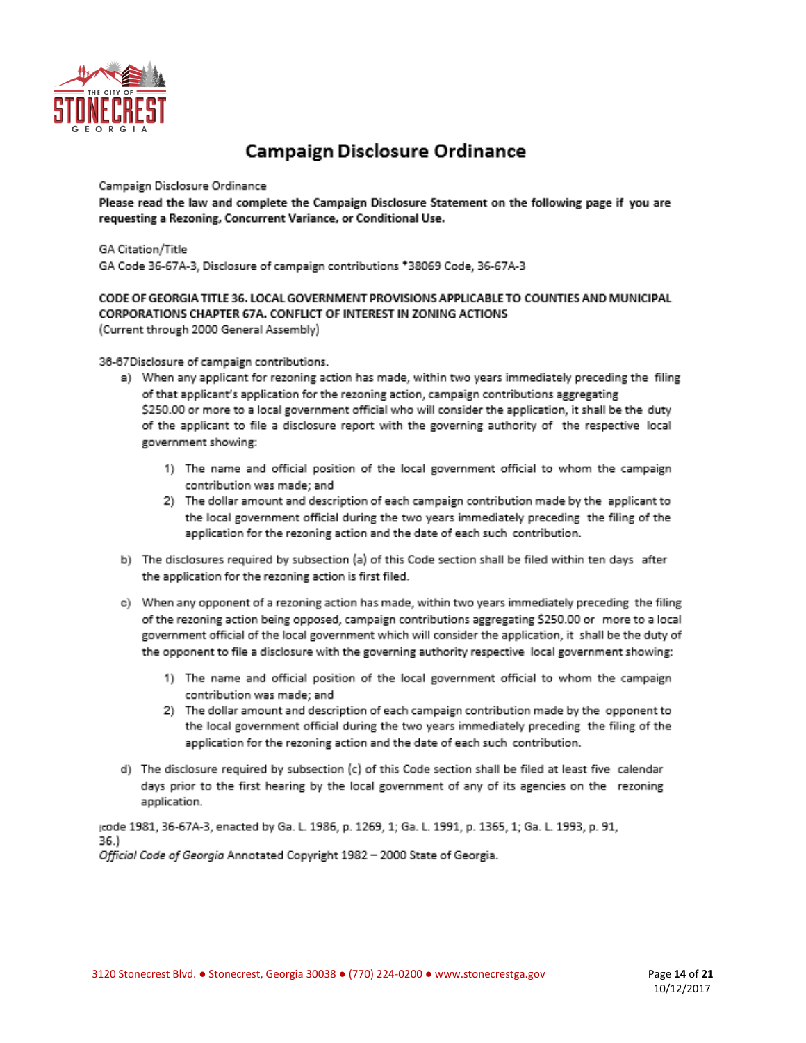# Campaign Disclosure Ordinance

Campaign Disclosure Ordinance

**Please read the law and complete the Campaign Disclosure Statement on the following page if you are requesting a Rezoning, Concurrent Variance, or Conditional Use.**

GA Citation/Title

GA Code 36-67A-3, Disclosure of campaign contributions *38069 Code, 36-67A-3

**CODE OF GEORGIA TITLE 36. LOCAL GOVERNMENT PROVISIONS APPLICABLE TO COUNTIES AND MUNICIPAL CORPORATIONS CHAPTER 67A. CONFLICT OF INTEREST IN ZONING ACTIONS**

(Current through 2000 General Assembly)

36-67Disclosure of campaign contributions.

a) When any applicant for rezoning action has made, within two years immediately preceding the filing of that applicant's application for the rezoning action, campaign contributions aggregating $250.00 or more to a local government official who will consider the application, it shall be the duty of the applicant to file a disclosure report with the governing authority of the respective local government showing:

   1) The name and official position of the local government official to whom the campaign contribution was made; and
   2) The dollar amount and description of each campaign contribution made by the applicant to the local government official during the two years immediately preceding the filing of the application for the rezoning action and the date of each such contribution.

b) The disclosures required by subsection (a) of this Code section shall be filed within ten days after the application for the rezoning action is first filed.

c) When any opponent of a rezoning action has made, within two years immediately preceding the filing of the rezoning action being opposed, campaign contributions aggregating $250.00 or more to a local government official of the local government which will consider the application, it shall be the duty of the opponent to file a disclosure with the governing authority respective local government showing:

   1) The name and official position of the local government official to whom the campaign contribution was made; and
   2) The dollar amount and description of each campaign contribution made by the opponent to the local government official during the two years immediately preceding the filing of the application for the rezoning action and the date of each such contribution.

d) The disclosure required by subsection (c) of this Code section shall be filed at least five calendar days prior to the first hearing by the local government of any of its agencies on the rezoning application.

(code 1981, 36-67A-3, enacted by Ga. L. 1986, p. 1269, 1; Ga. L. 1991, p. 1365, 1; Ga. L. 1993, p. 91, 36.)

*Official Code of Georgia* Annotated Copyright 1982 – 2000 State of Georgia.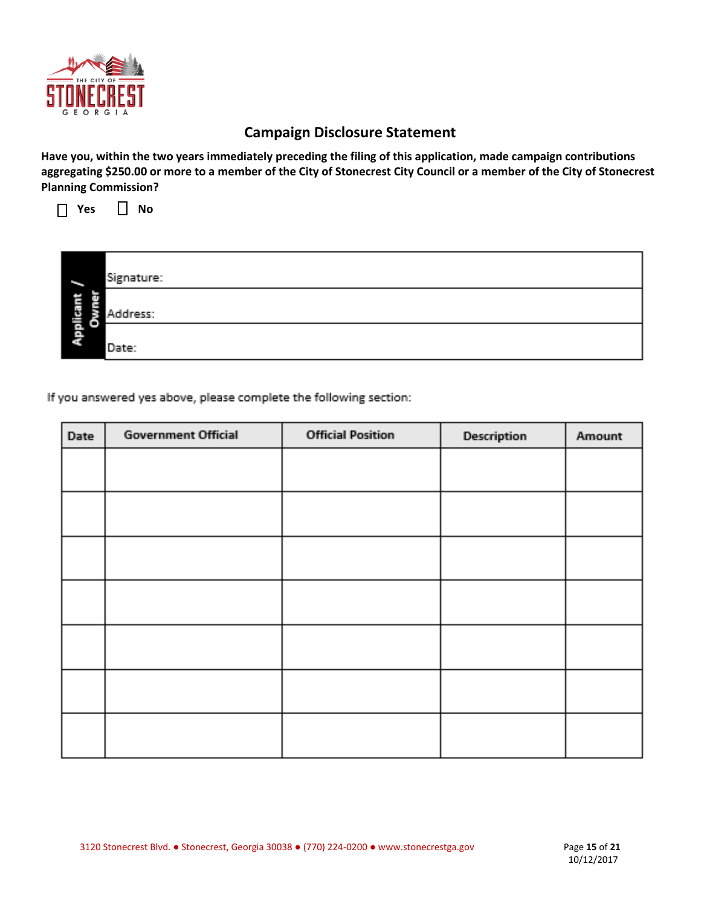## Campaign Disclosure Statement

**Have you, within the two years immediately preceding the filing of this application, made campaign contributions aggregating $250.00 or more to a member of the City of Stonecrest City Council or a member of the City of Stonecrest Planning Commission?**

☐ **Yes** ☐ **No**

| Applicant / Owner | |
|---|---|
| | Signature: |
| | Address: |
| | Date: |

If you answered yes above, please complete the following section:

| Date | Government Official | Official Position | Description | Amount |
|---|---|---|---|---|
| | | | | |
| | | | | |
| | | | | |
| | | | | |
| | | | | |
| | | | | |
| | | | | |

3120 Stonecrest Blvd. ● Stonecrest, Georgia 30038 ● (770) 224-0200 ● www.stonecrestga.gov

10/12/2017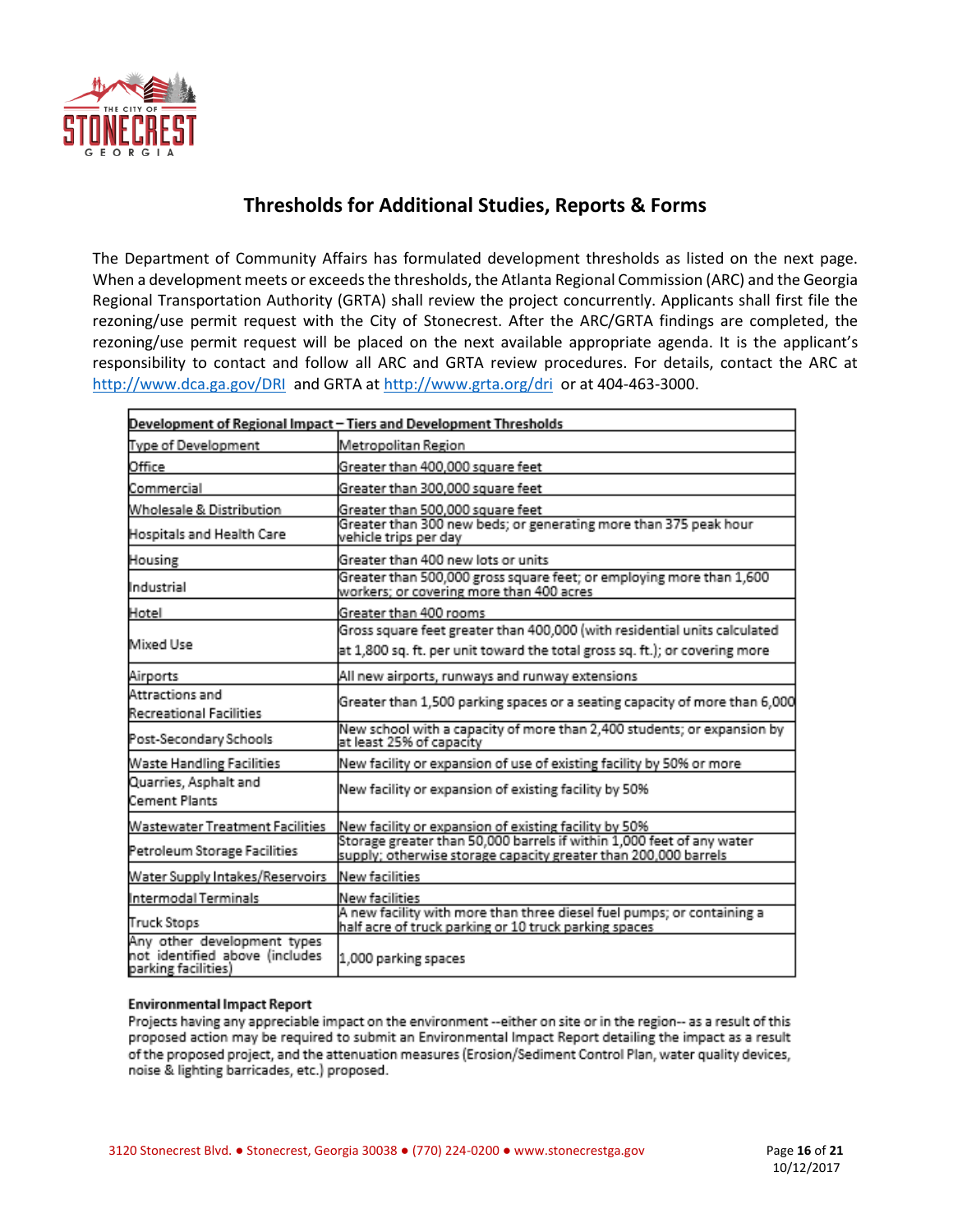## Thresholds for Additional Studies, Reports & Forms

The Department of Community Affairs has formulated development thresholds as listed on the next page. When a development meets or exceeds the thresholds, the Atlanta Regional Commission (ARC) and the Georgia Regional Transportation Authority (GRTA) shall review the project concurrently. Applicants shall first file the rezoning/use permit request with the City of Stonecrest. After the ARC/GRTA findings are completed, the rezoning/use permit request will be placed on the next available appropriate agenda. It is the applicant's responsibility to contact and follow all ARC and GRTA review procedures. For details, contact the ARC at http://www.dca.ga.gov/DRI and GRTA at http://www.grta.org/dri or at 404-463-3000.

| Development of Regional Impact – Tiers and Development Thresholds | |
|---|---|
| Type of Development | Metropolitan Region |
| Office | Greater than 400,000 square feet |
| Commercial | Greater than 300,000 square feet |
| Wholesale & Distribution | Greater than 500,000 square feet |
| Hospitals and Health Care | Greater than 300 new beds; or generating more than 375 peak hour vehicle trips per day |
| Housing | Greater than 400 new lots or units |
| Industrial | Greater than 500,000 gross square feet; or employing more than 1,600 workers; or covering more than 400 acres |
| Hotel | Greater than 400 rooms |
| Mixed Use | Gross square feet greater than 400,000 (with residential units calculated at 1,800 sq. ft. per unit toward the total gross sq. ft.); or covering more |
| Airports | All new airports, runways and runway extensions |
| Attractions and Recreational Facilities | Greater than 1,500 parking spaces or a seating capacity of more than 6,000 |
| Post-Secondary Schools | New school with a capacity of more than 2,400 students; or expansion by at least 25% of capacity |
| Waste Handling Facilities | New facility or expansion of use of existing facility by 50% or more |
| Quarries, Asphalt and Cement Plants | New facility or expansion of existing facility by 50% |
| Wastewater Treatment Facilities | New facility or expansion of existing facility by 50% |
| Petroleum Storage Facilities | Storage greater than 50,000 barrels if within 1,000 feet of any water supply; otherwise storage capacity greater than 200,000 barrels |
| Water Supply Intakes/Reservoirs | New facilities |
| Intermodal Terminals | New facilities |
| Truck Stops | A new facility with more than three diesel fuel pumps; or containing a half acre of truck parking or 10 truck parking spaces |
| Any other development types not identified above (includes parking facilities) | 1,000 parking spaces |

**Environmental Impact Report**

Projects having any appreciable impact on the environment --either on site or in the region-- as a result of this proposed action may be required to submit an Environmental Impact Report detailing the impact as a result of the proposed project, and the attenuation measures (Erosion/Sediment Control Plan, water quality devices, noise & lighting barricades, etc.) proposed.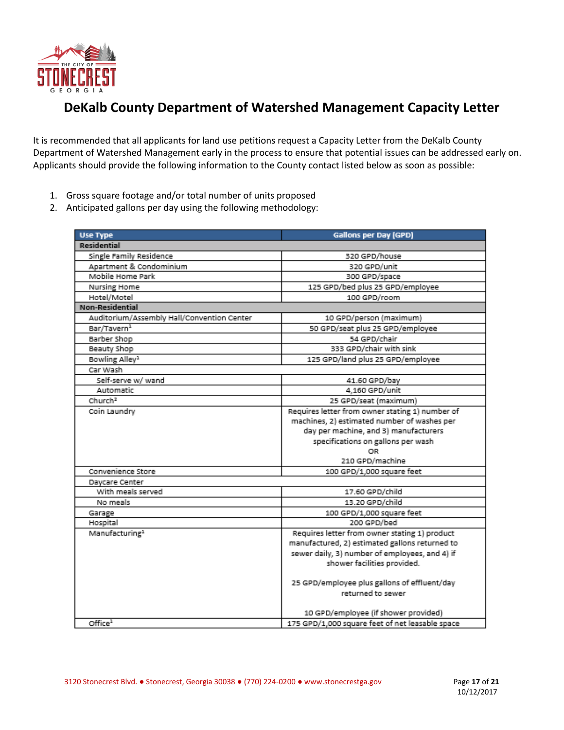# DeKalb County Department of Watershed Management Capacity Letter

It is recommended that all applicants for land use petitions request a Capacity Letter from the DeKalb County Department of Watershed Management early in the process to ensure that potential issues can be addressed early on. Applicants should provide the following information to the County contact listed below as soon as possible:

1. Gross square footage and/or total number of units proposed
2. Anticipated gallons per day using the following methodology:

| Use Type | Gallons per Day (GPD) |
|---|---|
| **Residential** | |
| Single Family Residence | 320 GPD/house |
| Apartment & Condominium | 320 GPD/unit |
| Mobile Home Park | 300 GPD/space |
| Nursing Home | 125 GPD/bed plus 25 GPD/employee |
| Hotel/Motel | 100 GPD/room |
| **Non-Residential** | |
| Auditorium/Assembly Hall/Convention Center | 10 GPD/person (maximum) |
| Bar/Tavern[1] | 50 GPD/seat plus 25 GPD/employee |
| Barber Shop | 54 GPD/chair |
| Beauty Shop | 333 GPD/chair with sink |
| Bowling Alley[1] | 125 GPD/land plus 25 GPD/employee |
| Car Wash | |
| Self-serve w/ wand | 41.60 GPD/bay |
| Automatic | 4,160 GPD/unit |
| Church[2] | 25 GPD/seat (maximum) |
| Coin Laundry | Requires letter from owner stating 1) number of machines, 2) estimated number of washes per day per machine, and 3) manufacturers specifications on gallons per wash OR 210 GPD/machine |
| Convenience Store | 100 GPD/1,000 square feet |
| Daycare Center | |
| With meals served | 17.60 GPD/child |
| No meals | 13.20 GPD/child |
| Garage | 100 GPD/1,000 square feet |
| Hospital | 200 GPD/bed |
| Manufacturing[1] | Requires letter from owner stating 1) product manufactured, 2) estimated gallons returned to sewer daily, 3) number of employees, and 4) if shower facilities provided. 25 GPD/employee plus gallons of effluent/day returned to sewer 10 GPD/employee (if shower provided) |
| Office[1] | 175 GPD/1,000 square feet of net leasable space |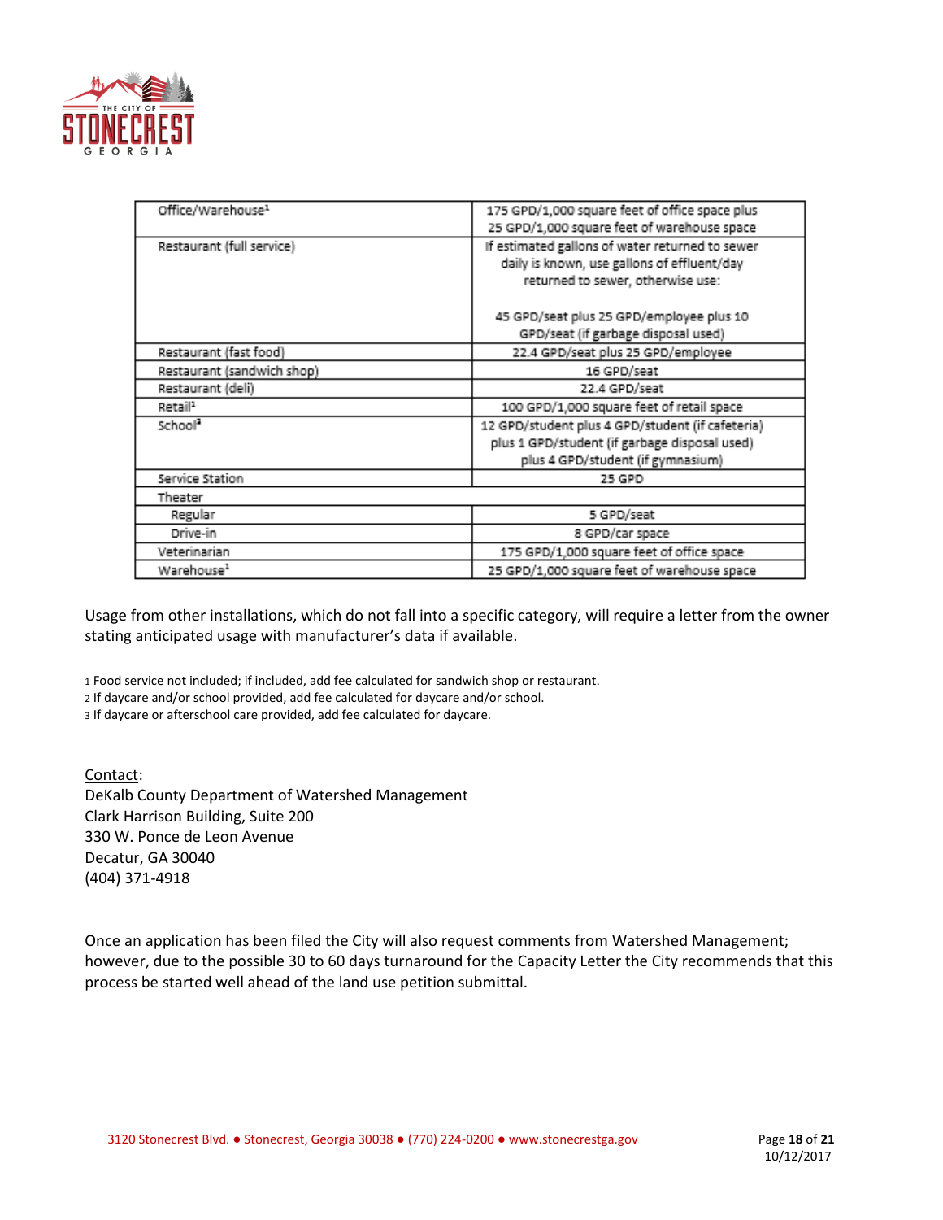| | |
|---|---|
| Office/Warehouse[1] | 175 GPD/1,000 square feet of office space plus 25 GPD/1,000 square feet of warehouse space |
| Restaurant (full service) | If estimated gallons of water returned to sewer daily is known, use gallons of effluent/day returned to sewer, otherwise use:<br><br>45 GPD/seat plus 25 GPD/employee plus 10 GPD/seat (if garbage disposal used) |
| Restaurant (fast food) | 22.4 GPD/seat plus 25 GPD/employee |
| Restaurant (sandwich shop) | 16 GPD/seat |
| Restaurant (deli) | 22.4 GPD/seat |
| Retail[1] | 100 GPD/1,000 square feet of retail space |
| School[3] | 12 GPD/student plus 4 GPD/student (if cafeteria) plus 1 GPD/student (if garbage disposal used) plus 4 GPD/student (if gymnasium) |
| Service Station | 25 GPD |
| Theater | |
| Regular | 5 GPD/seat |
| Drive-in | 8 GPD/car space |
| Veterinarian | 175 GPD/1,000 square feet of office space |
| Warehouse[1] | 25 GPD/1,000 square feet of warehouse space |

Usage from other installations, which do not fall into a specific category, will require a letter from the owner stating anticipated usage with manufacturer's data if available.

1 Food service not included; if included, add fee calculated for sandwich shop or restaurant.
2 If daycare and/or school provided, add fee calculated for daycare and/or school.
3 If daycare or afterschool care provided, add fee calculated for daycare.

Contact:
DeKalb County Department of Watershed Management
Clark Harrison Building, Suite 200
330 W. Ponce de Leon Avenue
Decatur, GA 30040
(404) 371-4918

Once an application has been filed the City will also request comments from Watershed Management; however, due to the possible 30 to 60 days turnaround for the Capacity Letter the City recommends that this process be started well ahead of the land use petition submittal.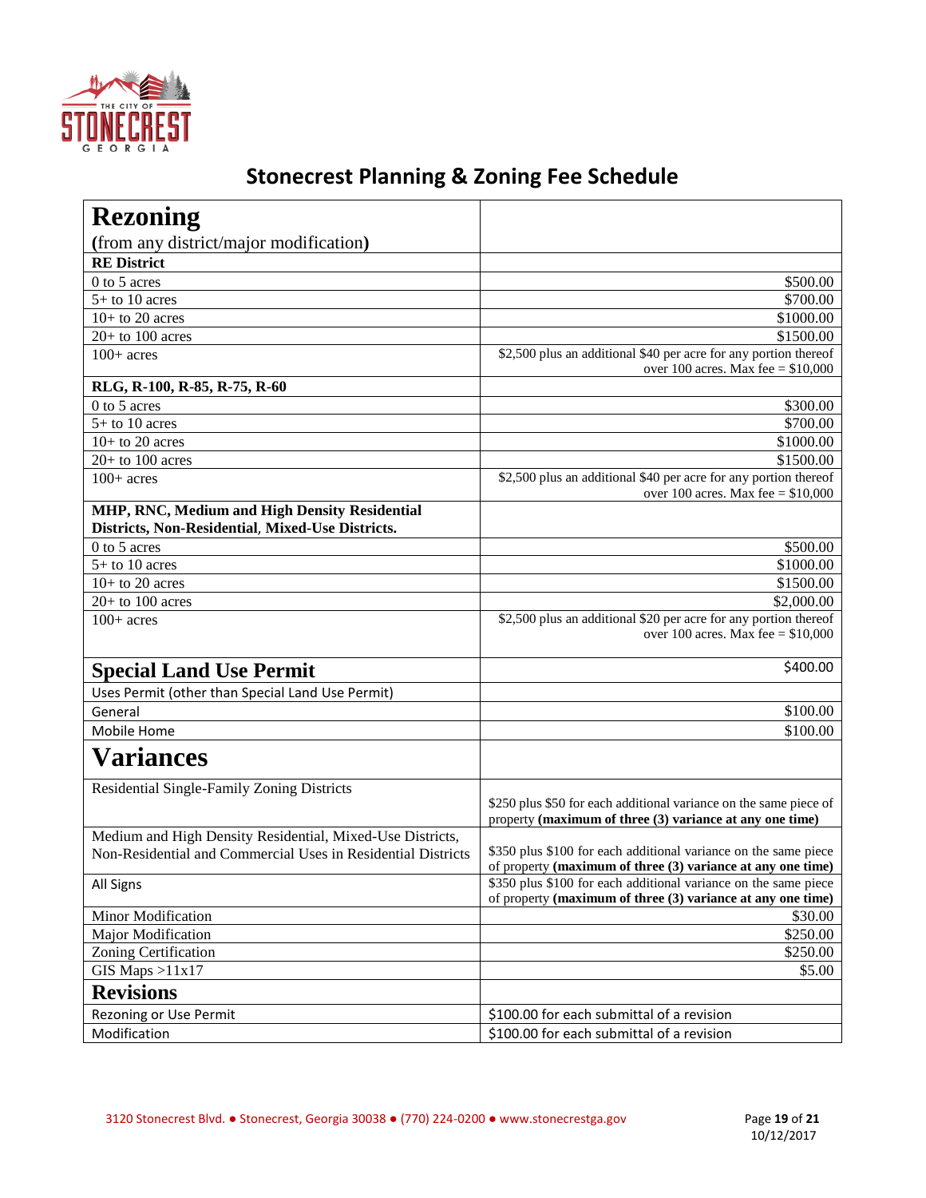# Stonecrest Planning & Zoning Fee Schedule

| **Rezoning** (from any district/major modification) | |
|---|---|
| **RE District** | |
| 0 to 5 acres | $500.00 |
| 5+ to 10 acres | $700.00 |
| 10+ to 20 acres | $1000.00 |
| 20+ to 100 acres | $1500.00 |
| 100+ acres | $2,500 plus an additional $40 per acre for any portion thereof over 100 acres. Max fee = $10,000 |
| **RLG, R-100, R-85, R-75, R-60** | |
| 0 to 5 acres | $300.00 |
| 5+ to 10 acres | $700.00 |
| 10+ to 20 acres | $1000.00 |
| 20+ to 100 acres | $1500.00 |
| 100+ acres | $2,500 plus an additional $40 per acre for any portion thereof over 100 acres. Max fee = $10,000 |
| **MHP, RNC, Medium and High Density Residential Districts, Non-Residential, Mixed-Use Districts.** | |
| 0 to 5 acres | $500.00 |
| 5+ to 10 acres | $1000.00 |
| 10+ to 20 acres | $1500.00 |
| 20+ to 100 acres | $2,000.00 |
| 100+ acres | $2,500 plus an additional $20 per acre for any portion thereof over 100 acres. Max fee = $10,000 |
| **Special Land Use Permit** | $400.00 |
| Uses Permit (other than Special Land Use Permit) | |
| General | $100.00 |
| Mobile Home | $100.00 |
| **Variances** | |
| Residential Single-Family Zoning Districts | $250 plus $50 for each additional variance on the same piece of property **(maximum of three (3) variance at any one time)** |
| Medium and High Density Residential, Mixed-Use Districts, Non-Residential and Commercial Uses in Residential Districts | $350 plus $100 for each additional variance on the same piece of property **(maximum of three (3) variance at any one time)** |
| All Signs | $350 plus $100 for each additional variance on the same piece of property **(maximum of three (3) variance at any one time)** |
| Minor Modification | $30.00 |
| Major Modification | $250.00 |
| Zoning Certification | $250.00 |
| GIS Maps >11x17 | $5.00 |
| **Revisions** | |
| Rezoning or Use Permit | $100.00 for each submittal of a revision |
| Modification | $100.00 for each submittal of a revision |

3120 Stonecrest Blvd. ● Stonecrest, Georgia 30038 ● (770) 224-0200 ● www.stonecrestga.gov

10/12/2017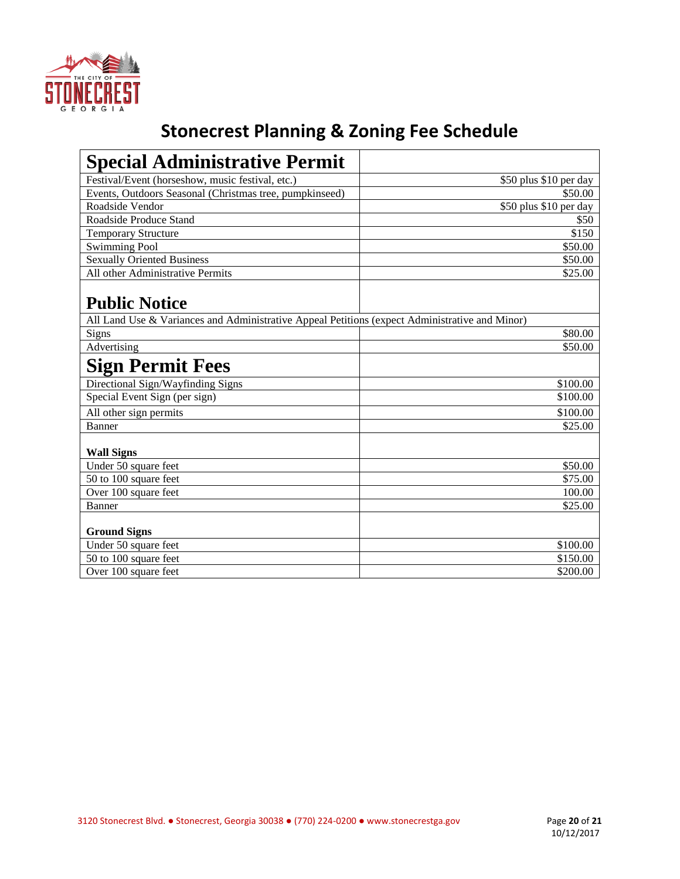# Stonecrest Planning & Zoning Fee Schedule

| Special Administrative Permit | |
|---|---|
| Festival/Event (horseshow, music festival, etc.) | $50 plus $10 per day |
| Events, Outdoors Seasonal (Christmas tree, pumpkinseed) | $50.00 |
| Roadside Vendor | $50 plus $10 per day |
| Roadside Produce Stand | $50 |
| Temporary Structure | $150 |
| Swimming Pool | $50.00 |
| Sexually Oriented Business | $50.00 |
| All other Administrative Permits | $25.00 |
| **Public Notice** | |
| All Land Use & Variances and Administrative Appeal Petitions (expect Administrative and Minor) | |
| Signs | $80.00 |
| Advertising | $50.00 |
| **Sign Permit Fees** | |
| Directional Sign/Wayfinding Signs | $100.00 |
| Special Event Sign (per sign) | $100.00 |
| All other sign permits | $100.00 |
| Banner | $25.00 |
| **Wall Signs** | |
| Under 50 square feet | $50.00 |
| 50 to 100 square feet | $75.00 |
| Over 100 square feet | 100.00 |
| Banner | $25.00 |
| **Ground Signs** | |
| Under 50 square feet | $100.00 |
| 50 to 100 square feet | $150.00 |
| Over 100 square feet | $200.00 |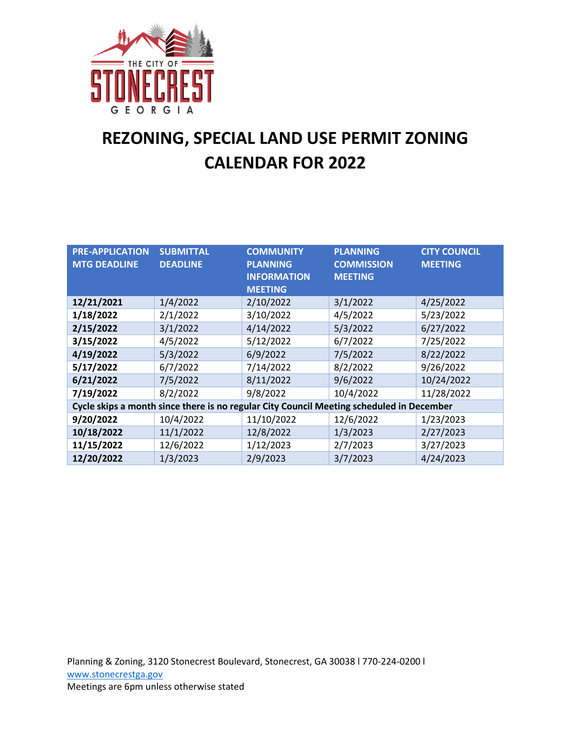THE CITY OF STONECREST GEORGIA

# REZONING, SPECIAL LAND USE PERMIT ZONING CALENDAR FOR 2022

| PRE-APPLICATION MTG DEADLINE | SUBMITTAL DEADLINE | COMMUNITY PLANNING INFORMATION MEETING | PLANNING COMMISSION MEETING | CITY COUNCIL MEETING |
|---|---|---|---|---|
| **12/21/2021** | 1/4/2022 | 2/10/2022 | 3/1/2022 | 4/25/2022 |
| **1/18/2022** | 2/1/2022 | 3/10/2022 | 4/5/2022 | 5/23/2022 |
| **2/15/2022** | 3/1/2022 | 4/14/2022 | 5/3/2022 | 6/27/2022 |
| **3/15/2022** | 4/5/2022 | 5/12/2022 | 6/7/2022 | 7/25/2022 |
| **4/19/2022** | 5/3/2022 | 6/9/2022 | 7/5/2022 | 8/22/2022 |
| **5/17/2022** | 6/7/2022 | 7/14/2022 | 8/2/2022 | 9/26/2022 |
| **6/21/2022** | 7/5/2022 | 8/11/2022 | 9/6/2022 | 10/24/2022 |
| **7/19/2022** | 8/2/2022 | 9/8/2022 | 10/4/2022 | 11/28/2022 |
| **Cycle skips a month since there is no regular City Council Meeting scheduled in December** | | | | |
| **9/20/2022** | 10/4/2022 | 11/10/2022 | 12/6/2022 | 1/23/2023 |
| **10/18/2022** | 11/1/2022 | 12/8/2022 | 1/3/2023 | 2/27/2023 |
| **11/15/2022** | 12/6/2022 | 1/12/2023 | 2/7/2023 | 3/27/2023 |
| **12/20/2022** | 1/3/2023 | 2/9/2023 | 3/7/2023 | 4/24/2023 |

Planning & Zoning, 3120 Stonecrest Boulevard, Stonecrest, GA 30038 l 770-224-0200 l
www.stonecrestga.gov
Meetings are 6pm unless otherwise stated